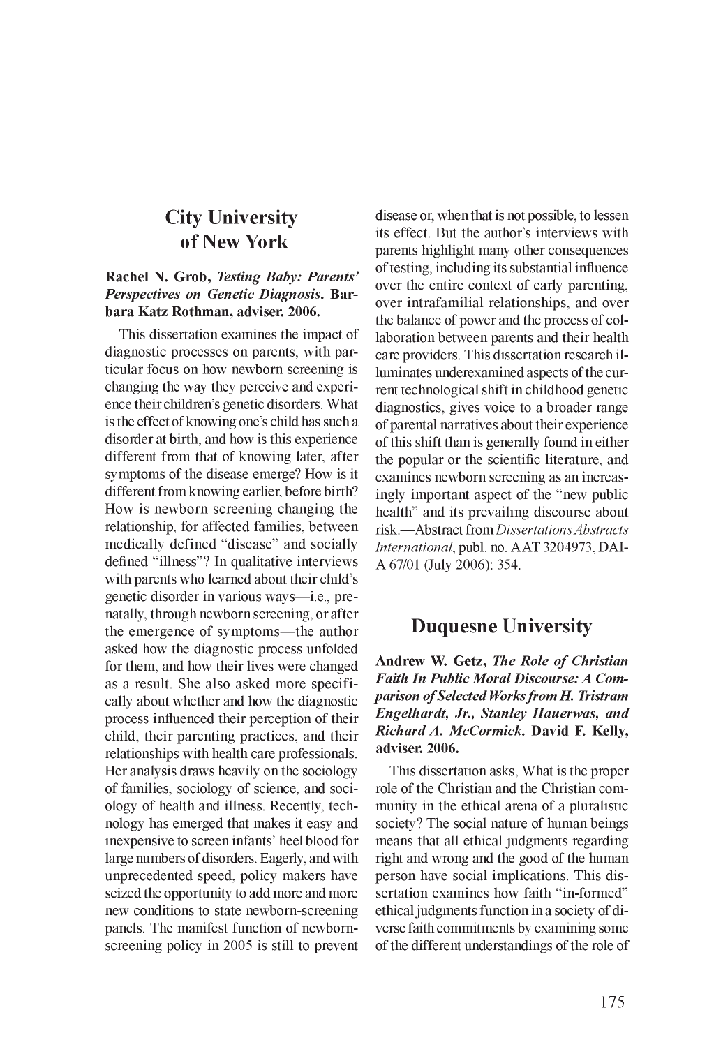## City University of New York

**Rachel N. Grob, *Testing Baby: Parents' Perspectives on Genetic Diagnosis*. Barbara Katz Rothman, adviser. 2006.**

This dissertation examines the impact of diagnostic processes on parents, with particular focus on how newborn screening is changing the way they perceive and experience their children's genetic disorders. What is the effect of knowing one's child has such a disorder at birth, and how is this experience different from that of knowing later, after symptoms of the disease emerge? How is it different from knowing earlier, before birth? How is newborn screening changing the relationship, for affected families, between medically defined "disease" and socially defined "illness"? In qualitative interviews with parents who learned about their child's genetic disorder in various ways—i.e., prenatally, through newborn screening, or after the emergence of symptoms—the author asked how the diagnostic process unfolded for them, and how their lives were changed as a result. She also asked more specifically about whether and how the diagnostic process influenced their perception of their child, their parenting practices, and their relationships with health care professionals. Her analysis draws heavily on the sociology of families, sociology of science, and sociology of health and illness. Recently, technology has emerged that makes it easy and inexpensive to screen infants' heel blood for large numbers of disorders. Eagerly, and with unprecedented speed, policy makers have seized the opportunity to add more and more new conditions to state newborn-screening panels. The manifest function of newborn-screening policy in 2005 is still to prevent disease or, when that is not possible, to lessen its effect. But the author's interviews with parents highlight many other consequences of testing, including its substantial influence over the entire context of early parenting, over intrafamilial relationships, and over the balance of power and the process of collaboration between parents and their health care providers. This dissertation research illuminates underexamined aspects of the current technological shift in childhood genetic diagnostics, gives voice to a broader range of parental narratives about their experience of this shift than is generally found in either the popular or the scientific literature, and examines newborn screening as an increasingly important aspect of the "new public health" and its prevailing discourse about risk.—Abstract from *Dissertations Abstracts International*, publ. no. AAT 3204973, DAI-A 67/01 (July 2006): 354.

## Duquesne University

**Andrew W. Getz, *The Role of Christian Faith In Public Moral Discourse: A Comparison of Selected Works from H. Tristram Engelhardt, Jr., Stanley Hauerwas, and Richard A. McCormick*. David F. Kelly, adviser. 2006.**

This dissertation asks, What is the proper role of the Christian and the Christian community in the ethical arena of a pluralistic society? The social nature of human beings means that all ethical judgments regarding right and wrong and the good of the human person have social implications. This dissertation examines how faith "in-formed" ethical judgments function in a society of diverse faith commitments by examining some of the different understandings of the role of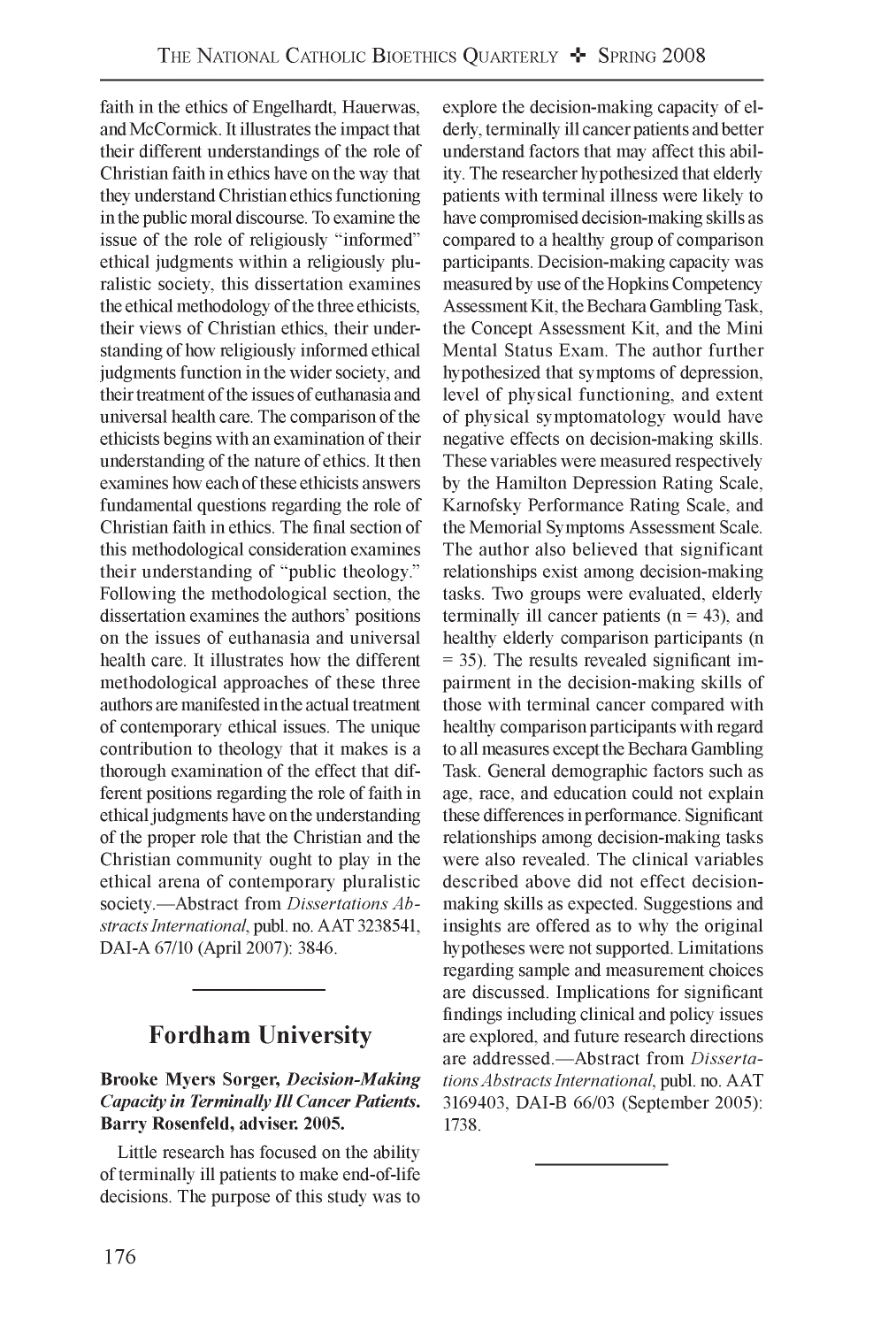faith in the ethics of Engelhardt, Hauerwas, and McCormick. It illustrates the impact that their different understandings of the role of Christian faith in ethics have on the way that they understand Christian ethics functioning in the public moral discourse. To examine the issue of the role of religiously "informed" ethical judgments within a religiously pluralistic society, this dissertation examines the ethical methodology of the three ethicists, their views of Christian ethics, their understanding of how religiously informed ethical judgments function in the wider society, and their treatment of the issues of euthanasia and universal health care. The comparison of the ethicists begins with an examination of their understanding of the nature of ethics. It then examines how each of these ethicists answers fundamental questions regarding the role of Christian faith in ethics. The final section of this methodological consideration examines their understanding of "public theology." Following the methodological section, the dissertation examines the authors' positions on the issues of euthanasia and universal health care. It illustrates how the different methodological approaches of these three authors are manifested in the actual treatment of contemporary ethical issues. The unique contribution to theology that it makes is a thorough examination of the effect that different positions regarding the role of faith in ethical judgments have on the understanding of the proper role that the Christian and the Christian community ought to play in the ethical arena of contemporary pluralistic society.—Abstract from *Dissertations Abstracts International*, publ. no. AAT 3238541, DAI-A 67/10 (April 2007): 3846.

---

## Fordham University

**Brooke Myers Sorger, *Decision-Making Capacity in Terminally Ill Cancer Patients.* Barry Rosenfeld, adviser. 2005.**

Little research has focused on the ability of terminally ill patients to make end-of-life decisions. The purpose of this study was to explore the decision-making capacity of elderly, terminally ill cancer patients and better understand factors that may affect this ability. The researcher hypothesized that elderly patients with terminal illness were likely to have compromised decision-making skills as compared to a healthy group of comparison participants. Decision-making capacity was measured by use of the Hopkins Competency Assessment Kit, the Bechara Gambling Task, the Concept Assessment Kit, and the Mini Mental Status Exam. The author further hypothesized that symptoms of depression, level of physical functioning, and extent of physical symptomatology would have negative effects on decision-making skills. These variables were measured respectively by the Hamilton Depression Rating Scale, Karnofsky Performance Rating Scale, and the Memorial Symptoms Assessment Scale. The author also believed that significant relationships exist among decision-making tasks. Two groups were evaluated, elderly terminally ill cancer patients ($n = 43$), and healthy elderly comparison participants ($n = 35$). The results revealed significant impairment in the decision-making skills of those with terminal cancer compared with healthy comparison participants with regard to all measures except the Bechara Gambling Task. General demographic factors such as age, race, and education could not explain these differences in performance. Significant relationships among decision-making tasks were also revealed. The clinical variables described above did not effect decision-making skills as expected. Suggestions and insights are offered as to why the original hypotheses were not supported. Limitations regarding sample and measurement choices are discussed. Implications for significant findings including clinical and policy issues are explored, and future research directions are addressed.—Abstract from *Dissertations Abstracts International*, publ. no. AAT 3169403, DAI-B 66/03 (September 2005): 1738.

---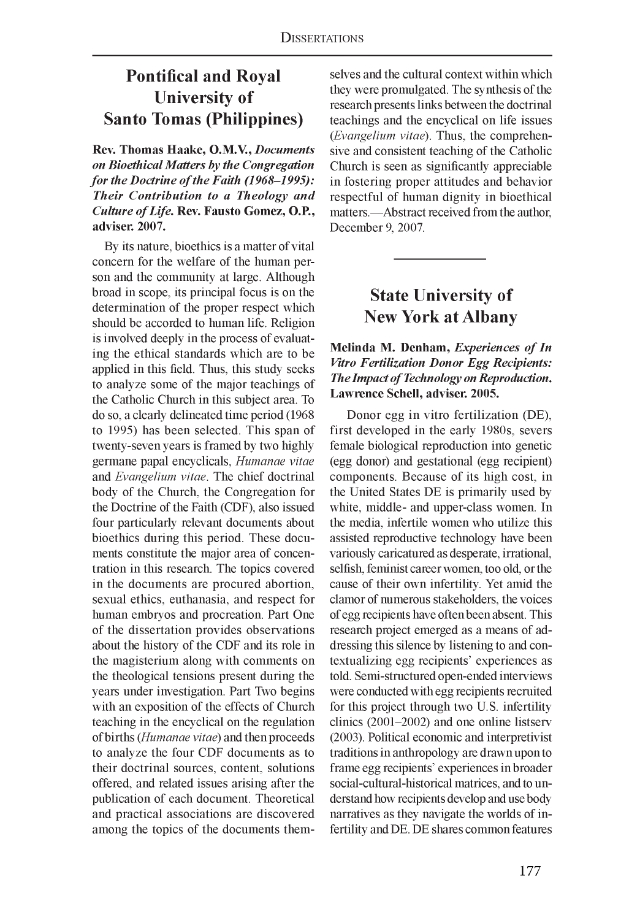## Pontifical and Royal University of Santo Tomas (Philippines)

**Rev. Thomas Haake, O.M.V.,** ***Documents on Bioethical Matters by the Congregation for the Doctrine of the Faith (1968–1995): Their Contribution to a Theology and Culture of Life.*** **Rev. Fausto Gomez, O.P., adviser. 2007.**

By its nature, bioethics is a matter of vital concern for the welfare of the human person and the community at large. Although broad in scope, its principal focus is on the determination of the proper respect which should be accorded to human life. Religion is involved deeply in the process of evaluating the ethical standards which are to be applied in this field. Thus, this study seeks to analyze some of the major teachings of the Catholic Church in this subject area. To do so, a clearly delineated time period (1968 to 1995) has been selected. This span of twenty-seven years is framed by two highly germane papal encyclicals, *Humanae vitae* and *Evangelium vitae*. The chief doctrinal body of the Church, the Congregation for the Doctrine of the Faith (CDF), also issued four particularly relevant documents about bioethics during this period. These documents constitute the major area of concentration in this research. The topics covered in the documents are procured abortion, sexual ethics, euthanasia, and respect for human embryos and procreation. Part One of the dissertation provides observations about the history of the CDF and its role in the magisterium along with comments on the theological tensions present during the years under investigation. Part Two begins with an exposition of the effects of Church teaching in the encyclical on the regulation of births (*Humanae vitae*) and then proceeds to analyze the four CDF documents as to their doctrinal sources, content, solutions offered, and related issues arising after the publication of each document. Theoretical and practical associations are discovered among the topics of the documents themselves and the cultural context within which they were promulgated. The synthesis of the research presents links between the doctrinal teachings and the encyclical on life issues (*Evangelium vitae*). Thus, the comprehensive and consistent teaching of the Catholic Church is seen as significantly appreciable in fostering proper attitudes and behavior respectful of human dignity in bioethical matters.—Abstract received from the author, December 9, 2007.

---

## State University of New York at Albany

**Melinda M. Denham,** ***Experiences of In Vitro Fertilization Donor Egg Recipients: The Impact of Technology on Reproduction.*** **Lawrence Schell, adviser. 2005.**

Donor egg in vitro fertilization (DE), first developed in the early 1980s, severs female biological reproduction into genetic (egg donor) and gestational (egg recipient) components. Because of its high cost, in the United States DE is primarily used by white, middle- and upper-class women. In the media, infertile women who utilize this assisted reproductive technology have been variously caricatured as desperate, irrational, selfish, feminist career women, too old, or the cause of their own infertility. Yet amid the clamor of numerous stakeholders, the voices of egg recipients have often been absent. This research project emerged as a means of addressing this silence by listening to and contextualizing egg recipients' experiences as told. Semi-structured open-ended interviews were conducted with egg recipients recruited for this project through two U.S. infertility clinics (2001–2002) and one online listserv (2003). Political economic and interpretivist traditions in anthropology are drawn upon to frame egg recipients' experiences in broader social-cultural-historical matrices, and to understand how recipients develop and use body narratives as they navigate the worlds of infertility and DE. DE shares common features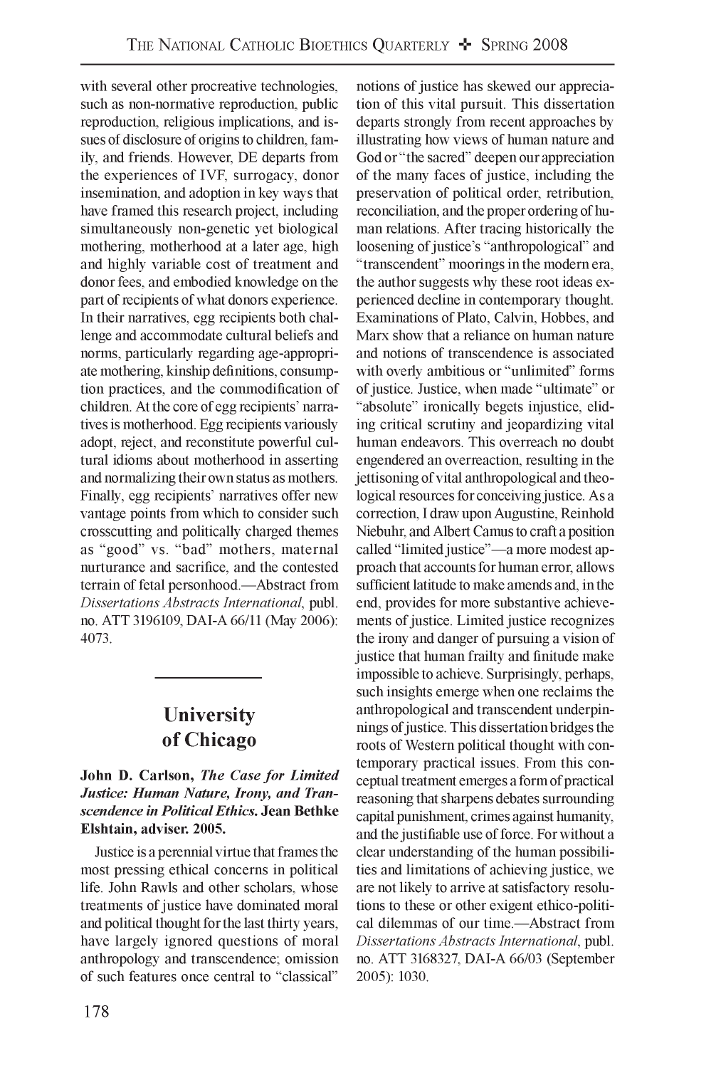with several other procreative technologies, such as non-normative reproduction, public reproduction, religious implications, and issues of disclosure of origins to children, family, and friends. However, DE departs from the experiences of IVF, surrogacy, donor insemination, and adoption in key ways that have framed this research project, including simultaneously non-genetic yet biological mothering, motherhood at a later age, high and highly variable cost of treatment and donor fees, and embodied knowledge on the part of recipients of what donors experience. In their narratives, egg recipients both challenge and accommodate cultural beliefs and norms, particularly regarding age-appropriate mothering, kinship definitions, consumption practices, and the commodification of children. At the core of egg recipients' narratives is motherhood. Egg recipients variously adopt, reject, and reconstitute powerful cultural idioms about motherhood in asserting and normalizing their own status as mothers. Finally, egg recipients' narratives offer new vantage points from which to consider such crosscutting and politically charged themes as "good" vs. "bad" mothers, maternal nurturance and sacrifice, and the contested terrain of fetal personhood.—Abstract from *Dissertations Abstracts International*, publ. no. ATT 3196109, DAI-A 66/11 (May 2006): 4073.

---

## University of Chicago

**John D. Carlson, *The Case for Limited Justice: Human Nature, Irony, and Transcendence in Political Ethics*. Jean Bethke Elshtain, adviser. 2005.**

Justice is a perennial virtue that frames the most pressing ethical concerns in political life. John Rawls and other scholars, whose treatments of justice have dominated moral and political thought for the last thirty years, have largely ignored questions of moral anthropology and transcendence; omission of such features once central to "classical" notions of justice has skewed our appreciation of this vital pursuit. This dissertation departs strongly from recent approaches by illustrating how views of human nature and God or "the sacred" deepen our appreciation of the many faces of justice, including the preservation of political order, retribution, reconciliation, and the proper ordering of human relations. After tracing historically the loosening of justice's "anthropological" and "transcendent" moorings in the modern era, the author suggests why these root ideas experienced decline in contemporary thought. Examinations of Plato, Calvin, Hobbes, and Marx show that a reliance on human nature and notions of transcendence is associated with overly ambitious or "unlimited" forms of justice. Justice, when made "ultimate" or "absolute" ironically begets injustice, eliding critical scrutiny and jeopardizing vital human endeavors. This overreach no doubt engendered an overreaction, resulting in the jettisoning of vital anthropological and theological resources for conceiving justice. As a correction, I draw upon Augustine, Reinhold Niebuhr, and Albert Camus to craft a position called "limited justice"—a more modest approach that accounts for human error, allows sufficient latitude to make amends and, in the end, provides for more substantive achievements of justice. Limited justice recognizes the irony and danger of pursuing a vision of justice that human frailty and finitude make impossible to achieve. Surprisingly, perhaps, such insights emerge when one reclaims the anthropological and transcendent underpinnings of justice. This dissertation bridges the roots of Western political thought with contemporary practical issues. From this conceptual treatment emerges a form of practical reasoning that sharpens debates surrounding capital punishment, crimes against humanity, and the justifiable use of force. For without a clear understanding of the human possibilities and limitations of achieving justice, we are not likely to arrive at satisfactory resolutions to these or other exigent ethico-political dilemmas of our time.—Abstract from *Dissertations Abstracts International*, publ. no. ATT 3168327, DAI-A 66/03 (September 2005): 1030.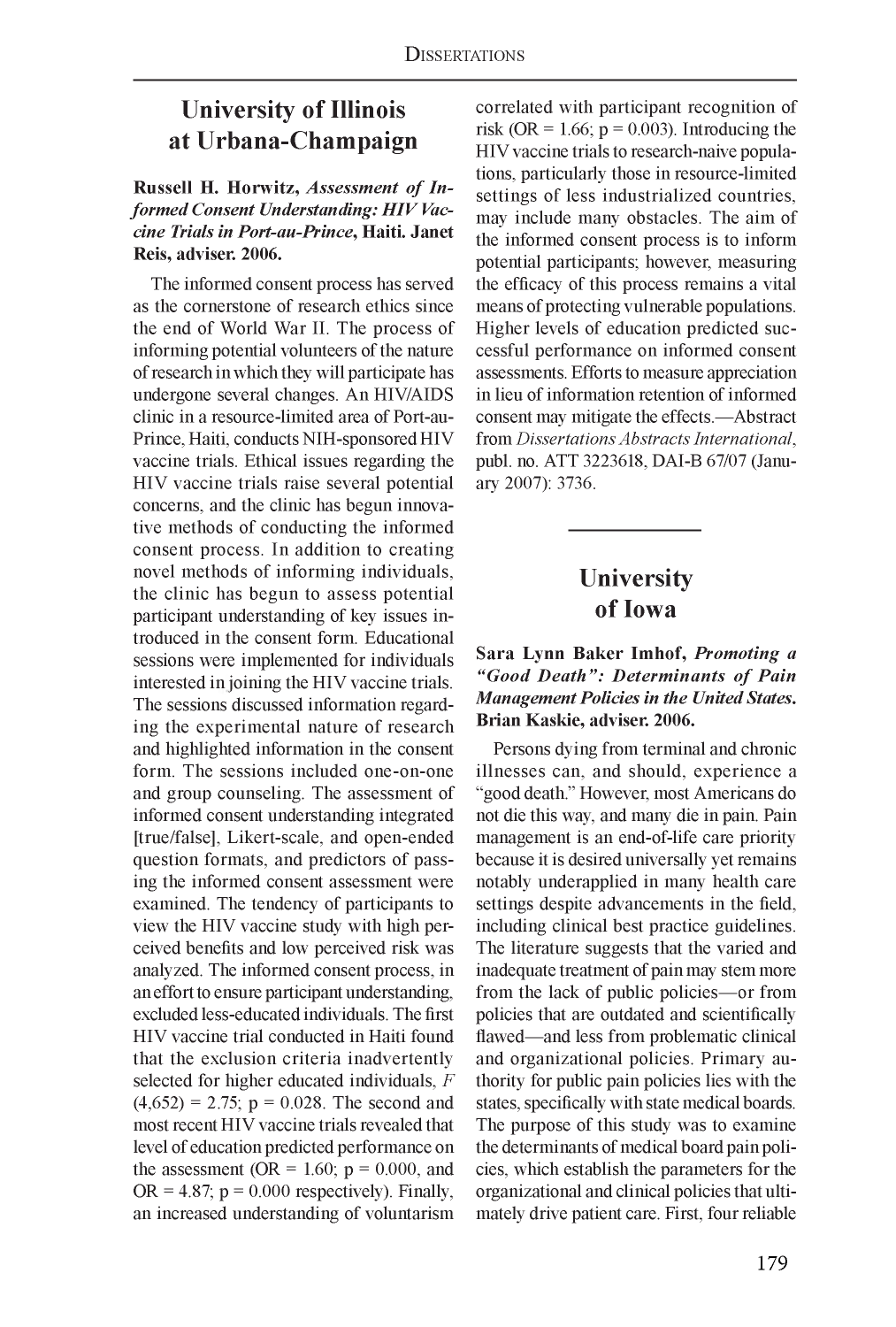## University of Illinois at Urbana-Champaign

**Russell H. Horwitz, *Assessment of Informed Consent Understanding: HIV Vaccine Trials in Port-au-Prince*, Haiti. Janet Reis, adviser. 2006.**

The informed consent process has served as the cornerstone of research ethics since the end of World War II. The process of informing potential volunteers of the nature of research in which they will participate has undergone several changes. An HIV/AIDS clinic in a resource-limited area of Port-au-Prince, Haiti, conducts NIH-sponsored HIV vaccine trials. Ethical issues regarding the HIV vaccine trials raise several potential concerns, and the clinic has begun innovative methods of conducting the informed consent process. In addition to creating novel methods of informing individuals, the clinic has begun to assess potential participant understanding of key issues introduced in the consent form. Educational sessions were implemented for individuals interested in joining the HIV vaccine trials. The sessions discussed information regarding the experimental nature of research and highlighted information in the consent form. The sessions included one-on-one and group counseling. The assessment of informed consent understanding integrated [true/false], Likert-scale, and open-ended question formats, and predictors of passing the informed consent assessment were examined. The tendency of participants to view the HIV vaccine study with high perceived benefits and low perceived risk was analyzed. The informed consent process, in an effort to ensure participant understanding, excluded less-educated individuals. The first HIV vaccine trial conducted in Haiti found that the exclusion criteria inadvertently selected for higher educated individuals, $F(4,652) = 2.75$; $p = 0.028$. The second and most recent HIV vaccine trials revealed that level of education predicted performance on the assessment ($OR = 1.60$; $p = 0.000$, and $OR = 4.87$; $p = 0.000$ respectively). Finally, an increased understanding of voluntarism correlated with participant recognition of risk ($OR = 1.66$; $p = 0.003$). Introducing the HIV vaccine trials to research-naive populations, particularly those in resource-limited settings of less industrialized countries, may include many obstacles. The aim of the informed consent process is to inform potential participants; however, measuring the efficacy of this process remains a vital means of protecting vulnerable populations. Higher levels of education predicted successful performance on informed consent assessments. Efforts to measure appreciation in lieu of information retention of informed consent may mitigate the effects.—Abstract from *Dissertations Abstracts International*, publ. no. ATT 3223618, DAI-B 67/07 (January 2007): 3736.

---

## University of Iowa

**Sara Lynn Baker Imhof, *Promoting a "Good Death": Determinants of Pain Management Policies in the United States*. Brian Kaskie, adviser. 2006.**

Persons dying from terminal and chronic illnesses can, and should, experience a "good death." However, most Americans do not die this way, and many die in pain. Pain management is an end-of-life care priority because it is desired universally yet remains notably underapplied in many health care settings despite advancements in the field, including clinical best practice guidelines. The literature suggests that the varied and inadequate treatment of pain may stem more from the lack of public policies—or from policies that are outdated and scientifically flawed—and less from problematic clinical and organizational policies. Primary authority for public pain policies lies with the states, specifically with state medical boards. The purpose of this study was to examine the determinants of medical board pain policies, which establish the parameters for the organizational and clinical policies that ultimately drive patient care. First, four reliable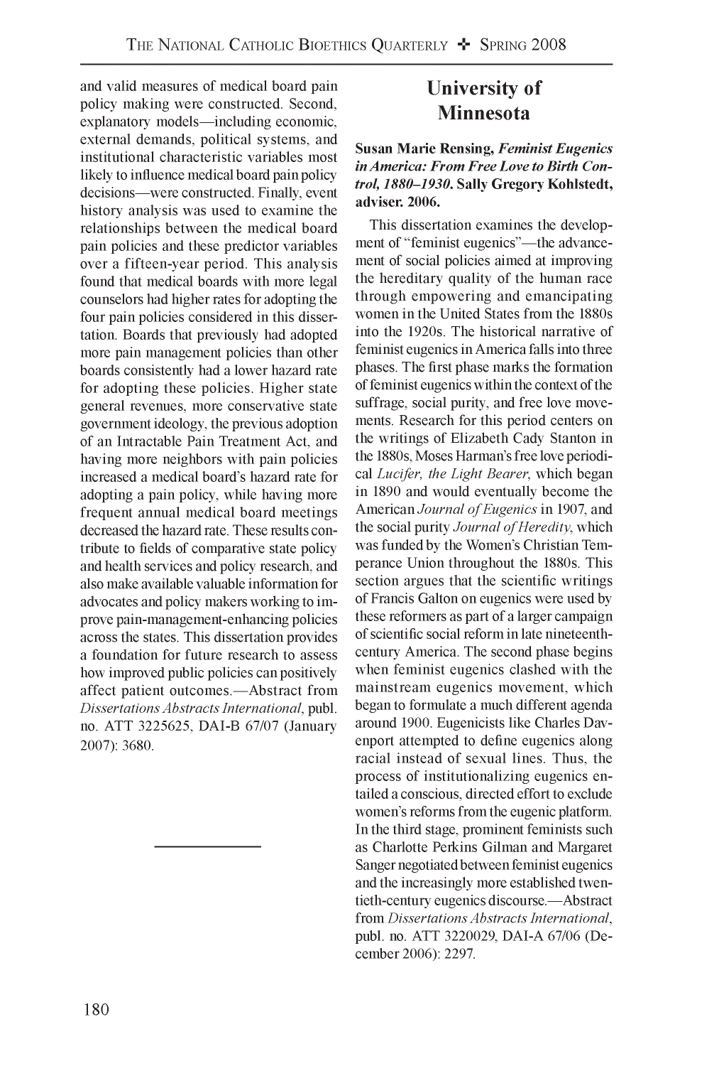and valid measures of medical board pain policy making were constructed. Second, explanatory models—including economic, external demands, political systems, and institutional characteristic variables most likely to influence medical board pain policy decisions—were constructed. Finally, event history analysis was used to examine the relationships between the medical board pain policies and these predictor variables over a fifteen-year period. This analysis found that medical boards with more legal counselors had higher rates for adopting the four pain policies considered in this dissertation. Boards that previously had adopted more pain management policies than other boards consistently had a lower hazard rate for adopting these policies. Higher state general revenues, more conservative state government ideology, the previous adoption of an Intractable Pain Treatment Act, and having more neighbors with pain policies increased a medical board's hazard rate for adopting a pain policy, while having more frequent annual medical board meetings decreased the hazard rate. These results contribute to fields of comparative state policy and health services and policy research, and also make available valuable information for advocates and policy makers working to improve pain-management-enhancing policies across the states. This dissertation provides a foundation for future research to assess how improved public policies can positively affect patient outcomes.—Abstract from *Dissertations Abstracts International*, publ. no. ATT 3225625, DAI-B 67/07 (January 2007): 3680.

---

## University of Minnesota

**Susan Marie Rensing, *Feminist Eugenics in America: From Free Love to Birth Control, 1880–1930*. Sally Gregory Kohlstedt, adviser. 2006.**

This dissertation examines the development of "feminist eugenics"—the advancement of social policies aimed at improving the hereditary quality of the human race through empowering and emancipating women in the United States from the 1880s into the 1920s. The historical narrative of feminist eugenics in America falls into three phases. The first phase marks the formation of feminist eugenics within the context of the suffrage, social purity, and free love movements. Research for this period centers on the writings of Elizabeth Cady Stanton in the 1880s, Moses Harman's free love periodical *Lucifer, the Light Bearer*, which began in 1890 and would eventually become the American *Journal of Eugenics* in 1907, and the social purity *Journal of Heredity*, which was funded by the Women's Christian Temperance Union throughout the 1880s. This section argues that the scientific writings of Francis Galton on eugenics were used by these reformers as part of a larger campaign of scientific social reform in late nineteenth-century America. The second phase begins when feminist eugenics clashed with the mainstream eugenics movement, which began to formulate a much different agenda around 1900. Eugenicists like Charles Davenport attempted to define eugenics along racial instead of sexual lines. Thus, the process of institutionalizing eugenics entailed a conscious, directed effort to exclude women's reforms from the eugenic platform. In the third stage, prominent feminists such as Charlotte Perkins Gilman and Margaret Sanger negotiated between feminist eugenics and the increasingly more established twentieth-century eugenics discourse.—Abstract from *Dissertations Abstracts International*, publ. no. ATT 3220029, DAI-A 67/06 (December 2006): 2297.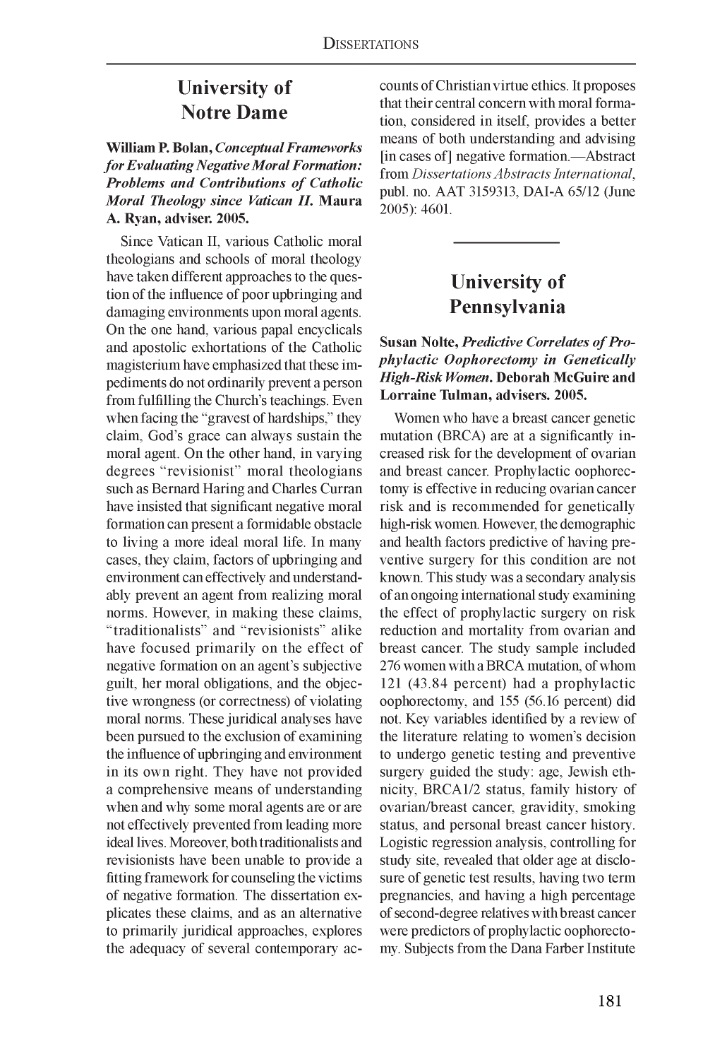## University of Notre Dame

**William P. Bolan,** ***Conceptual Frameworks for Evaluating Negative Moral Formation: Problems and Contributions of Catholic Moral Theology since Vatican II*****. Maura A. Ryan, adviser. 2005.**

Since Vatican II, various Catholic moral theologians and schools of moral theology have taken different approaches to the question of the influence of poor upbringing and damaging environments upon moral agents. On the one hand, various papal encyclicals and apostolic exhortations of the Catholic magisterium have emphasized that these impediments do not ordinarily prevent a person from fulfilling the Church's teachings. Even when facing the "gravest of hardships," they claim, God's grace can always sustain the moral agent. On the other hand, in varying degrees "revisionist" moral theologians such as Bernard Haring and Charles Curran have insisted that significant negative moral formation can present a formidable obstacle to living a more ideal moral life. In many cases, they claim, factors of upbringing and environment can effectively and understandably prevent an agent from realizing moral norms. However, in making these claims, "traditionalists" and "revisionists" alike have focused primarily on the effect of negative formation on an agent's subjective guilt, her moral obligations, and the objective wrongness (or correctness) of violating moral norms. These juridical analyses have been pursued to the exclusion of examining the influence of upbringing and environment in its own right. They have not provided a comprehensive means of understanding when and why some moral agents are or are not effectively prevented from leading more ideal lives. Moreover, both traditionalists and revisionists have been unable to provide a fitting framework for counseling the victims of negative formation. The dissertation explicates these claims, and as an alternative to primarily juridical approaches, explores the adequacy of several contemporary accounts of Christian virtue ethics. It proposes that their central concern with moral formation, considered in itself, provides a better means of both understanding and advising [in cases of] negative formation.—Abstract from *Dissertations Abstracts International*, publ. no. AAT 3159313, DAI-A 65/12 (June 2005): 4601.

---

## University of Pennsylvania

**Susan Nolte,** ***Predictive Correlates of Prophylactic Oophorectomy in Genetically High-Risk Women*****. Deborah McGuire and Lorraine Tulman, advisers. 2005.**

Women who have a breast cancer genetic mutation (BRCA) are at a significantly increased risk for the development of ovarian and breast cancer. Prophylactic oophorectomy is effective in reducing ovarian cancer risk and is recommended for genetically high-risk women. However, the demographic and health factors predictive of having preventive surgery for this condition are not known. This study was a secondary analysis of an ongoing international study examining the effect of prophylactic surgery on risk reduction and mortality from ovarian and breast cancer. The study sample included 276 women with a BRCA mutation, of whom 121 (43.84 percent) had a prophylactic oophorectomy, and 155 (56.16 percent) did not. Key variables identified by a review of the literature relating to women's decision to undergo genetic testing and preventive surgery guided the study: age, Jewish ethnicity, BRCA1/2 status, family history of ovarian/breast cancer, gravidity, smoking status, and personal breast cancer history. Logistic regression analysis, controlling for study site, revealed that older age at disclosure of genetic test results, having two term pregnancies, and having a high percentage of second-degree relatives with breast cancer were predictors of prophylactic oophorectomy. Subjects from the Dana Farber Institute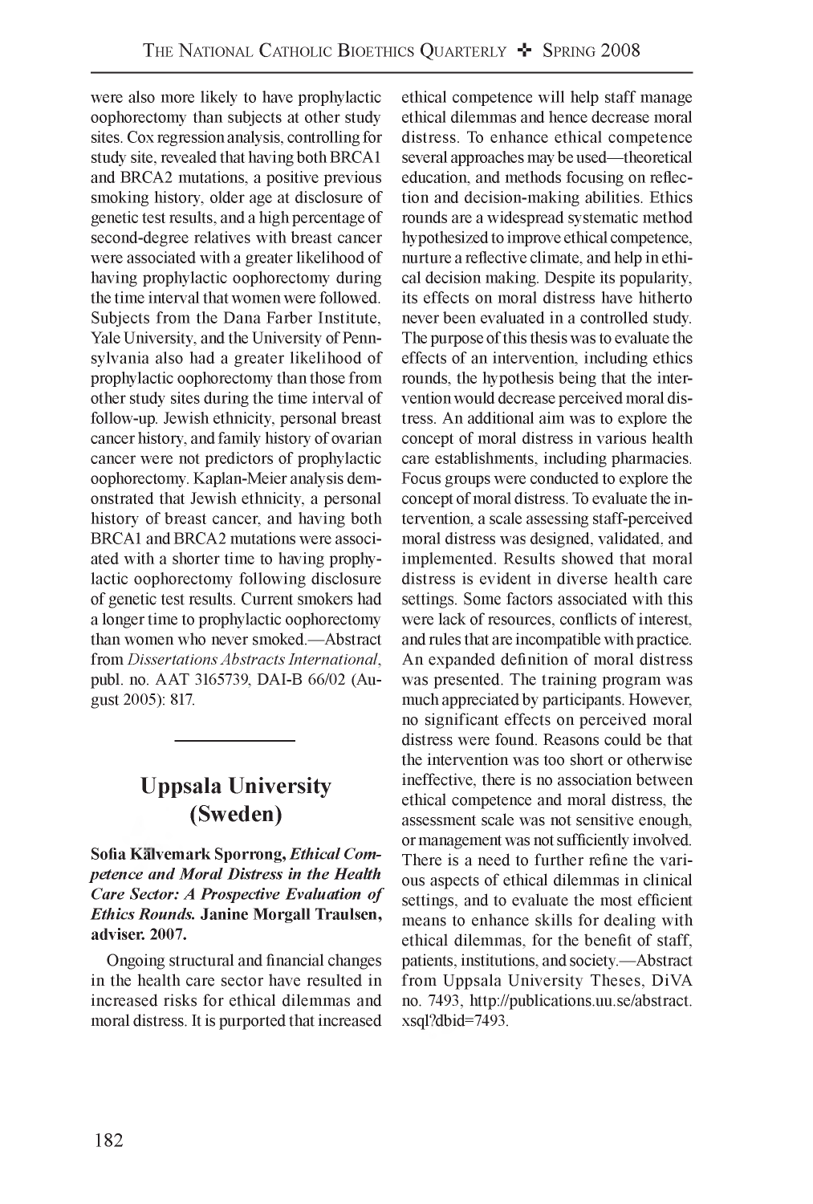were also more likely to have prophylactic oophorectomy than subjects at other study sites. Cox regression analysis, controlling for study site, revealed that having both BRCA1 and BRCA2 mutations, a positive previous smoking history, older age at disclosure of genetic test results, and a high percentage of second-degree relatives with breast cancer were associated with a greater likelihood of having prophylactic oophorectomy during the time interval that women were followed. Subjects from the Dana Farber Institute, Yale University, and the University of Pennsylvania also had a greater likelihood of prophylactic oophorectomy than those from other study sites during the time interval of follow-up. Jewish ethnicity, personal breast cancer history, and family history of ovarian cancer were not predictors of prophylactic oophorectomy. Kaplan-Meier analysis demonstrated that Jewish ethnicity, a personal history of breast cancer, and having both BRCA1 and BRCA2 mutations were associated with a shorter time to having prophylactic oophorectomy following disclosure of genetic test results. Current smokers had a longer time to prophylactic oophorectomy than women who never smoked.—Abstract from *Dissertations Abstracts International*, publ. no. AAT 3165739, DAI-B 66/02 (August 2005): 817.

---

## Uppsala University (Sweden)

**Sofia Kälvemark Sporrong, *Ethical Competence and Moral Distress in the Health Care Sector: A Prospective Evaluation of Ethics Rounds.* Janine Morgall Traulsen, adviser. 2007.**

Ongoing structural and financial changes in the health care sector have resulted in increased risks for ethical dilemmas and moral distress. It is purported that increased ethical competence will help staff manage ethical dilemmas and hence decrease moral distress. To enhance ethical competence several approaches may be used—theoretical education, and methods focusing on reflection and decision-making abilities. Ethics rounds are a widespread systematic method hypothesized to improve ethical competence, nurture a reflective climate, and help in ethical decision making. Despite its popularity, its effects on moral distress have hitherto never been evaluated in a controlled study. The purpose of this thesis was to evaluate the effects of an intervention, including ethics rounds, the hypothesis being that the intervention would decrease perceived moral distress. An additional aim was to explore the concept of moral distress in various health care establishments, including pharmacies. Focus groups were conducted to explore the concept of moral distress. To evaluate the intervention, a scale assessing staff-perceived moral distress was designed, validated, and implemented. Results showed that moral distress is evident in diverse health care settings. Some factors associated with this were lack of resources, conflicts of interest, and rules that are incompatible with practice. An expanded definition of moral distress was presented. The training program was much appreciated by participants. However, no significant effects on perceived moral distress were found. Reasons could be that the intervention was too short or otherwise ineffective, there is no association between ethical competence and moral distress, the assessment scale was not sensitive enough, or management was not sufficiently involved. There is a need to further refine the various aspects of ethical dilemmas in clinical settings, and to evaluate the most efficient means to enhance skills for dealing with ethical dilemmas, for the benefit of staff, patients, institutions, and society.—Abstract from Uppsala University Theses, DiVA no. 7493, http://publications.uu.se/abstract.xsql?dbid=7493.